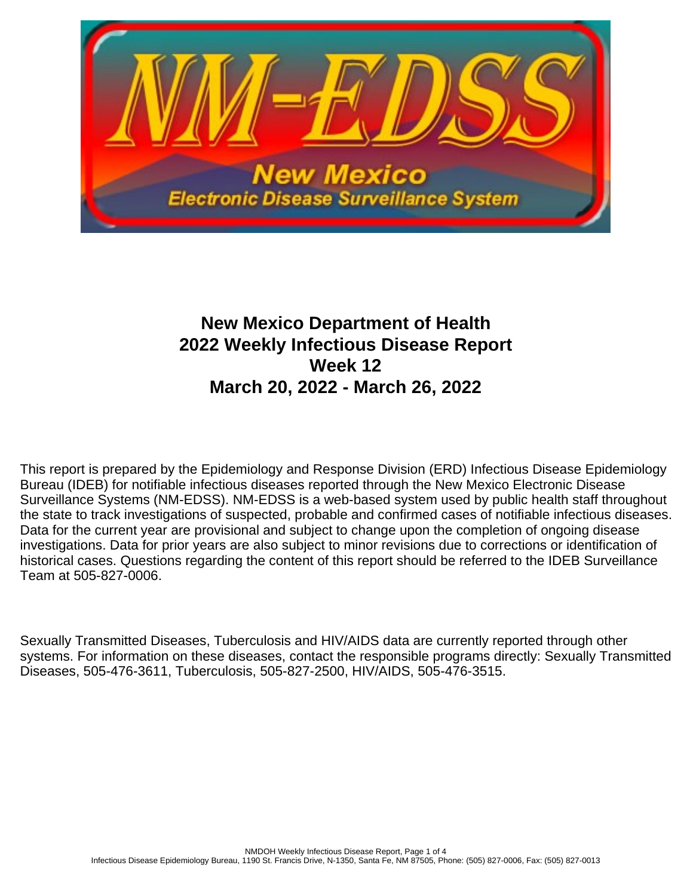# New Mexico Department of Health
# 2022 Weekly Infectious Disease Report
# Week 12
# March 20, 2022 - March 26, 2022

This report is prepared by the Epidemiology and Response Division (ERD) Infectious Disease Epidemiology Bureau (IDEB) for notifiable infectious diseases reported through the New Mexico Electronic Disease Surveillance Systems (NM-EDSS). NM-EDSS is a web-based system used by public health staff throughout the state to track investigations of suspected, probable and confirmed cases of notifiable infectious diseases. Data for the current year are provisional and subject to change upon the completion of ongoing disease investigations. Data for prior years are also subject to minor revisions due to corrections or identification of historical cases. Questions regarding the content of this report should be referred to the IDEB Surveillance Team at 505-827-0006.

Sexually Transmitted Diseases, Tuberculosis and HIV/AIDS data are currently reported through other systems. For information on these diseases, contact the responsible programs directly: Sexually Transmitted Diseases, 505-476-3611, Tuberculosis, 505-827-2500, HIV/AIDS, 505-476-3515.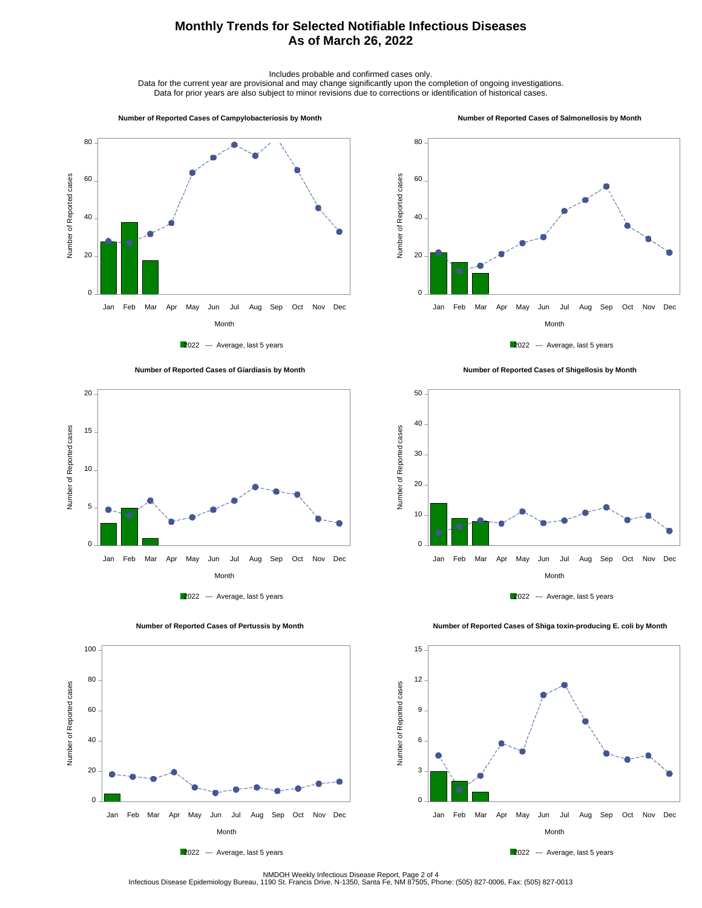# Monthly Trends for Selected Notifiable Infectious Diseases
## As of March 26, 2022

Includes probable and confirmed cases only.
Data for the current year are provisional and may change significantly upon the completion of ongoing investigations.
Data for prior years are also subject to minor revisions due to corrections or identification of historical cases.

**Number of Reported Cases of Campylobacteriosis by Month**

Number of Reported cases (0–80); Month: Jan Feb Mar Apr May Jun Jul Aug Sep Oct Nov Dec

2022 --- Average, last 5 years

**Number of Reported Cases of Salmonellosis by Month**

Number of Reported cases (0–80); Month: Jan Feb Mar Apr May Jun Jul Aug Sep Oct Nov Dec

2022 --- Average, last 5 years

**Number of Reported Cases of Giardiasis by Month**

Number of Reported cases (0–20); Month: Jan Feb Mar Apr May Jun Jul Aug Sep Oct Nov Dec

2022 --- Average, last 5 years

**Number of Reported Cases of Shigellosis by Month**

Number of Reported cases (0–50); Month: Jan Feb Mar Apr May Jun Jul Aug Sep Oct Nov Dec

2022 --- Average, last 5 years

**Number of Reported Cases of Pertussis by Month**

Number of Reported cases (0–100); Month: Jan Feb Mar Apr May Jun Jul Aug Sep Oct Nov Dec

2022 --- Average, last 5 years

**Number of Reported Cases of Shiga toxin-producing E. coli by Month**

Number of Reported cases (0–15); Month: Jan Feb Mar Apr May Jun Jul Aug Sep Oct Nov Dec

2022 --- Average, last 5 years

NMDOH Weekly Infectious Disease Report
Infectious Disease Epidemiology Bureau, 1190 St. Francis Drive, N-1350, Santa Fe, NM 87505, Phone: (505) 827-0006, Fax: (505) 827-0013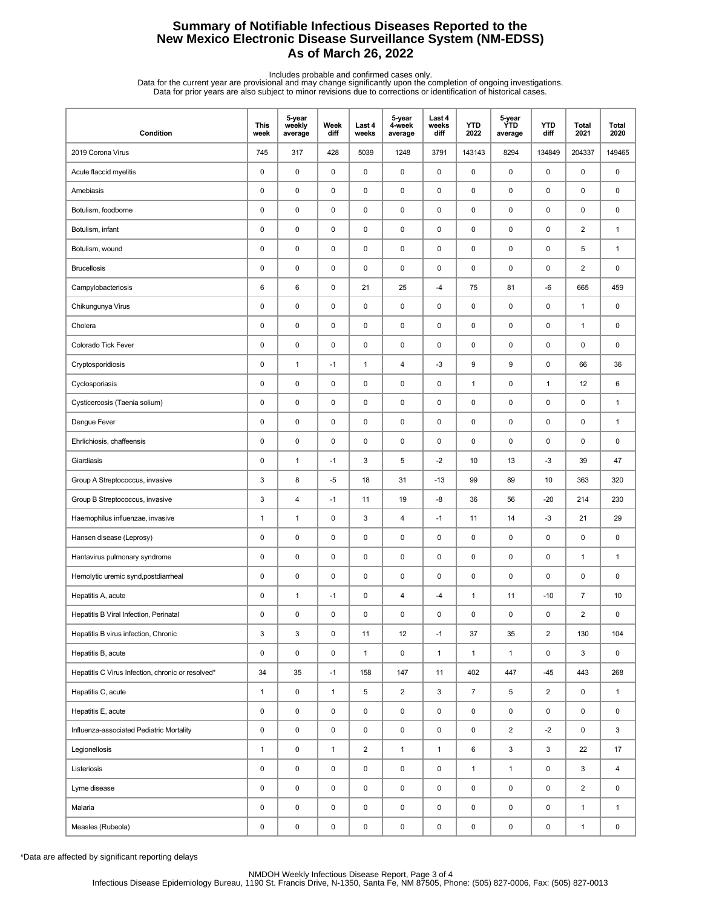# Summary of Notifiable Infectious Diseases Reported to the New Mexico Electronic Disease Surveillance System (NM-EDSS)

## As of March 26, 2022

Includes probable and confirmed cases only.
Data for the current year are provisional and may change significantly upon the completion of ongoing investigations.
Data for prior years are also subject to minor revisions due to corrections or identification of historical cases.

| Condition | This week | 5-year weekly average | Week diff | Last 4 weeks | 5-year 4-week average | Last 4 weeks diff | YTD 2022 | 5-year YTD average | YTD diff | Total 2021 | Total 2020 |
|---|---|---|---|---|---|---|---|---|---|---|---|
| 2019 Corona Virus | 745 | 317 | 428 | 5039 | 1248 | 3791 | 143143 | 8294 | 134849 | 204337 | 149465 |
| Acute flaccid myelitis | 0 | 0 | 0 | 0 | 0 | 0 | 0 | 0 | 0 | 0 | 0 |
| Amebiasis | 0 | 0 | 0 | 0 | 0 | 0 | 0 | 0 | 0 | 0 | 0 |
| Botulism, foodborne | 0 | 0 | 0 | 0 | 0 | 0 | 0 | 0 | 0 | 0 | 0 |
| Botulism, infant | 0 | 0 | 0 | 0 | 0 | 0 | 0 | 0 | 0 | 2 | 1 |
| Botulism, wound | 0 | 0 | 0 | 0 | 0 | 0 | 0 | 0 | 0 | 5 | 1 |
| Brucellosis | 0 | 0 | 0 | 0 | 0 | 0 | 0 | 0 | 0 | 2 | 0 |
| Campylobacteriosis | 6 | 6 | 0 | 21 | 25 | -4 | 75 | 81 | -6 | 665 | 459 |
| Chikungunya Virus | 0 | 0 | 0 | 0 | 0 | 0 | 0 | 0 | 0 | 1 | 0 |
| Cholera | 0 | 0 | 0 | 0 | 0 | 0 | 0 | 0 | 0 | 1 | 0 |
| Colorado Tick Fever | 0 | 0 | 0 | 0 | 0 | 0 | 0 | 0 | 0 | 0 | 0 |
| Cryptosporidiosis | 0 | 1 | -1 | 1 | 4 | -3 | 9 | 9 | 0 | 66 | 36 |
| Cyclosporiasis | 0 | 0 | 0 | 0 | 0 | 0 | 1 | 0 | 1 | 12 | 6 |
| Cysticercosis (Taenia solium) | 0 | 0 | 0 | 0 | 0 | 0 | 0 | 0 | 0 | 0 | 1 |
| Dengue Fever | 0 | 0 | 0 | 0 | 0 | 0 | 0 | 0 | 0 | 0 | 1 |
| Ehrlichiosis, chaffeensis | 0 | 0 | 0 | 0 | 0 | 0 | 0 | 0 | 0 | 0 | 0 |
| Giardiasis | 0 | 1 | -1 | 3 | 5 | -2 | 10 | 13 | -3 | 39 | 47 |
| Group A Streptococcus, invasive | 3 | 8 | -5 | 18 | 31 | -13 | 99 | 89 | 10 | 363 | 320 |
| Group B Streptococcus, invasive | 3 | 4 | -1 | 11 | 19 | -8 | 36 | 56 | -20 | 214 | 230 |
| Haemophilus influenzae, invasive | 1 | 1 | 0 | 3 | 4 | -1 | 11 | 14 | -3 | 21 | 29 |
| Hansen disease (Leprosy) | 0 | 0 | 0 | 0 | 0 | 0 | 0 | 0 | 0 | 0 | 0 |
| Hantavirus pulmonary syndrome | 0 | 0 | 0 | 0 | 0 | 0 | 0 | 0 | 0 | 1 | 1 |
| Hemolytic uremic synd,postdiarrheal | 0 | 0 | 0 | 0 | 0 | 0 | 0 | 0 | 0 | 0 | 0 |
| Hepatitis A, acute | 0 | 1 | -1 | 0 | 4 | -4 | 1 | 11 | -10 | 7 | 10 |
| Hepatitis B Viral Infection, Perinatal | 0 | 0 | 0 | 0 | 0 | 0 | 0 | 0 | 0 | 2 | 0 |
| Hepatitis B virus infection, Chronic | 3 | 3 | 0 | 11 | 12 | -1 | 37 | 35 | 2 | 130 | 104 |
| Hepatitis B, acute | 0 | 0 | 0 | 1 | 0 | 1 | 1 | 1 | 0 | 3 | 0 |
| Hepatitis C Virus Infection, chronic or resolved* | 34 | 35 | -1 | 158 | 147 | 11 | 402 | 447 | -45 | 443 | 268 |
| Hepatitis C, acute | 1 | 0 | 1 | 5 | 2 | 3 | 7 | 5 | 2 | 0 | 1 |
| Hepatitis E, acute | 0 | 0 | 0 | 0 | 0 | 0 | 0 | 0 | 0 | 0 | 0 |
| Influenza-associated Pediatric Mortality | 0 | 0 | 0 | 0 | 0 | 0 | 0 | 2 | -2 | 0 | 3 |
| Legionellosis | 1 | 0 | 1 | 2 | 1 | 1 | 6 | 3 | 3 | 22 | 17 |
| Listeriosis | 0 | 0 | 0 | 0 | 0 | 0 | 1 | 1 | 0 | 3 | 4 |
| Lyme disease | 0 | 0 | 0 | 0 | 0 | 0 | 0 | 0 | 0 | 2 | 0 |
| Malaria | 0 | 0 | 0 | 0 | 0 | 0 | 0 | 0 | 0 | 1 | 1 |
| Measles (Rubeola) | 0 | 0 | 0 | 0 | 0 | 0 | 0 | 0 | 0 | 1 | 0 |

*Data are affected by significant reporting delays

NMDOH Weekly Infectious Disease Report, Page 3 of 4
Infectious Disease Epidemiology Bureau, 1190 St. Francis Drive, N-1350, Santa Fe, NM 87505, Phone: (505) 827-0006, Fax: (505) 827-0013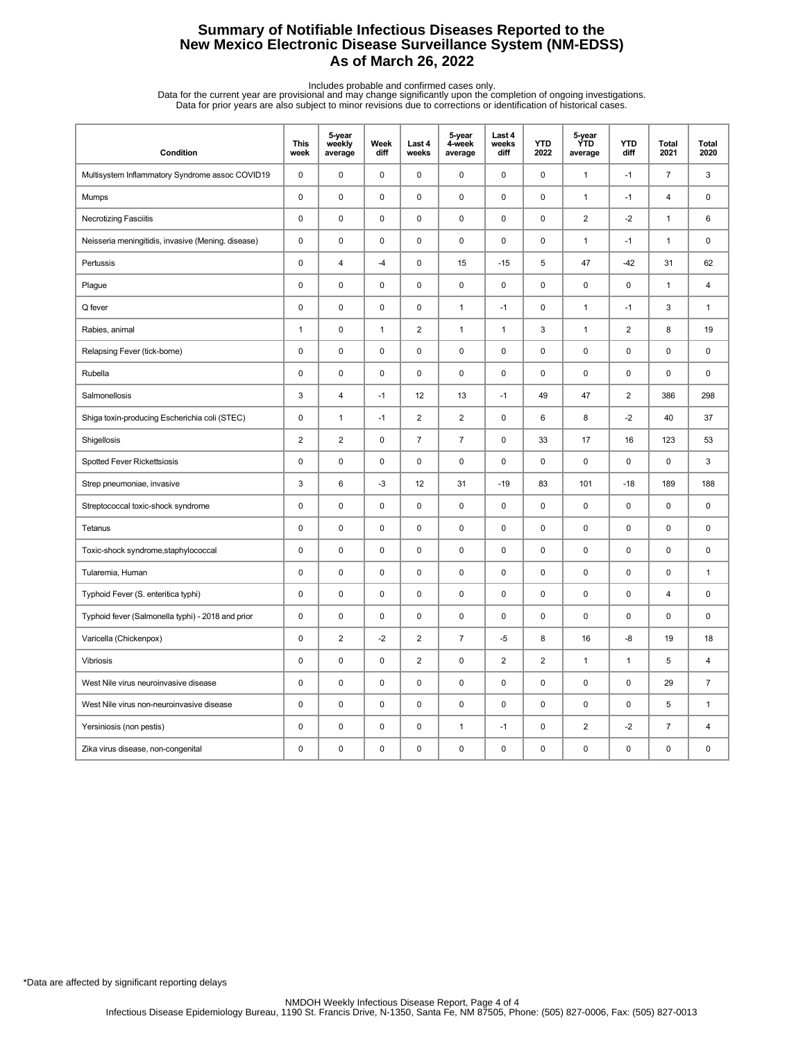# Summary of Notifiable Infectious Diseases Reported to the New Mexico Electronic Disease Surveillance System (NM-EDSS)
## As of March 26, 2022

Includes probable and confirmed cases only.
Data for the current year are provisional and may change significantly upon the completion of ongoing investigations.
Data for prior years are also subject to minor revisions due to corrections or identification of historical cases.

| Condition | This week | 5-year weekly average | Week diff | Last 4 weeks | 5-year 4-week average | Last 4 weeks diff | YTD 2022 | 5-year YTD average | YTD diff | Total 2021 | Total 2020 |
|---|---|---|---|---|---|---|---|---|---|---|---|
| Multisystem Inflammatory Syndrome assoc COVID19 | 0 | 0 | 0 | 0 | 0 | 0 | 0 | 1 | -1 | 7 | 3 |
| Mumps | 0 | 0 | 0 | 0 | 0 | 0 | 0 | 1 | -1 | 4 | 0 |
| Necrotizing Fasciitis | 0 | 0 | 0 | 0 | 0 | 0 | 0 | 2 | -2 | 1 | 6 |
| Neisseria meningitidis, invasive (Mening. disease) | 0 | 0 | 0 | 0 | 0 | 0 | 0 | 1 | -1 | 1 | 0 |
| Pertussis | 0 | 4 | -4 | 0 | 15 | -15 | 5 | 47 | -42 | 31 | 62 |
| Plague | 0 | 0 | 0 | 0 | 0 | 0 | 0 | 0 | 0 | 1 | 4 |
| Q fever | 0 | 0 | 0 | 0 | 1 | -1 | 0 | 1 | -1 | 3 | 1 |
| Rabies, animal | 1 | 0 | 1 | 2 | 1 | 1 | 3 | 1 | 2 | 8 | 19 |
| Relapsing Fever (tick-borne) | 0 | 0 | 0 | 0 | 0 | 0 | 0 | 0 | 0 | 0 | 0 |
| Rubella | 0 | 0 | 0 | 0 | 0 | 0 | 0 | 0 | 0 | 0 | 0 |
| Salmonellosis | 3 | 4 | -1 | 12 | 13 | -1 | 49 | 47 | 2 | 386 | 298 |
| Shiga toxin-producing Escherichia coli (STEC) | 0 | 1 | -1 | 2 | 2 | 0 | 6 | 8 | -2 | 40 | 37 |
| Shigellosis | 2 | 2 | 0 | 7 | 7 | 0 | 33 | 17 | 16 | 123 | 53 |
| Spotted Fever Rickettsiosis | 0 | 0 | 0 | 0 | 0 | 0 | 0 | 0 | 0 | 0 | 3 |
| Strep pneumoniae, invasive | 3 | 6 | -3 | 12 | 31 | -19 | 83 | 101 | -18 | 189 | 188 |
| Streptococcal toxic-shock syndrome | 0 | 0 | 0 | 0 | 0 | 0 | 0 | 0 | 0 | 0 | 0 |
| Tetanus | 0 | 0 | 0 | 0 | 0 | 0 | 0 | 0 | 0 | 0 | 0 |
| Toxic-shock syndrome,staphylococcal | 0 | 0 | 0 | 0 | 0 | 0 | 0 | 0 | 0 | 0 | 0 |
| Tularemia, Human | 0 | 0 | 0 | 0 | 0 | 0 | 0 | 0 | 0 | 0 | 1 |
| Typhoid Fever (S. enteritica typhi) | 0 | 0 | 0 | 0 | 0 | 0 | 0 | 0 | 0 | 4 | 0 |
| Typhoid fever (Salmonella typhi) - 2018 and prior | 0 | 0 | 0 | 0 | 0 | 0 | 0 | 0 | 0 | 0 | 0 |
| Varicella (Chickenpox) | 0 | 2 | -2 | 2 | 7 | -5 | 8 | 16 | -8 | 19 | 18 |
| Vibriosis | 0 | 0 | 0 | 2 | 0 | 2 | 2 | 1 | 1 | 5 | 4 |
| West Nile virus neuroinvasive disease | 0 | 0 | 0 | 0 | 0 | 0 | 0 | 0 | 0 | 29 | 7 |
| West Nile virus non-neuroinvasive disease | 0 | 0 | 0 | 0 | 0 | 0 | 0 | 0 | 0 | 5 | 1 |
| Yersiniosis (non pestis) | 0 | 0 | 0 | 0 | 1 | -1 | 0 | 2 | -2 | 7 | 4 |
| Zika virus disease, non-congenital | 0 | 0 | 0 | 0 | 0 | 0 | 0 | 0 | 0 | 0 | 0 |

*Data are affected by significant reporting delays

NMDOH Weekly Infectious Disease Report, Page 4 of 4
Infectious Disease Epidemiology Bureau, 1190 St. Francis Drive, N-1350, Santa Fe, NM 87505, Phone: (505) 827-0006, Fax: (505) 827-0013